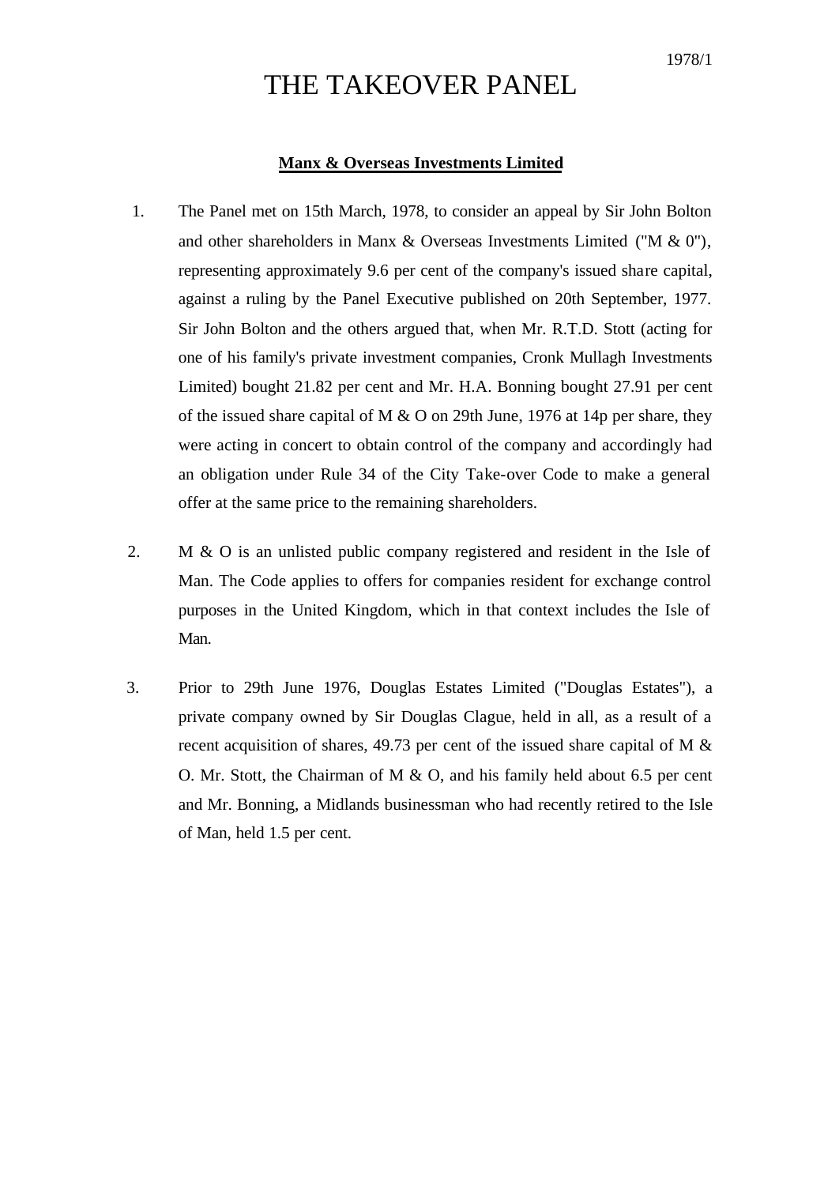1978/1

# THE TAKEOVER PANEL

**Manx & Overseas Investments Limited**

1. The Panel met on 15th March, 1978, to consider an appeal by Sir John Bolton and other shareholders in Manx & Overseas Investments Limited ("M & 0"), representing approximately 9.6 per cent of the company's issued share capital, against a ruling by the Panel Executive published on 20th September, 1977. Sir John Bolton and the others argued that, when Mr. R.T.D. Stott (acting for one of his family's private investment companies, Cronk Mullagh Investments Limited) bought 21.82 per cent and Mr. H.A. Bonning bought 27.91 per cent of the issued share capital of M & O on 29th June, 1976 at 14p per share, they were acting in concert to obtain control of the company and accordingly had an obligation under Rule 34 of the City Take-over Code to make a general offer at the same price to the remaining shareholders.

2. M & O is an unlisted public company registered and resident in the Isle of Man. The Code applies to offers for companies resident for exchange control purposes in the United Kingdom, which in that context includes the Isle of Man.

3. Prior to 29th June 1976, Douglas Estates Limited ("Douglas Estates"), a private company owned by Sir Douglas Clague, held in all, as a result of a recent acquisition of shares, 49.73 per cent of the issued share capital of M & O. Mr. Stott, the Chairman of M & O, and his family held about 6.5 per cent and Mr. Bonning, a Midlands businessman who had recently retired to the Isle of Man, held 1.5 per cent.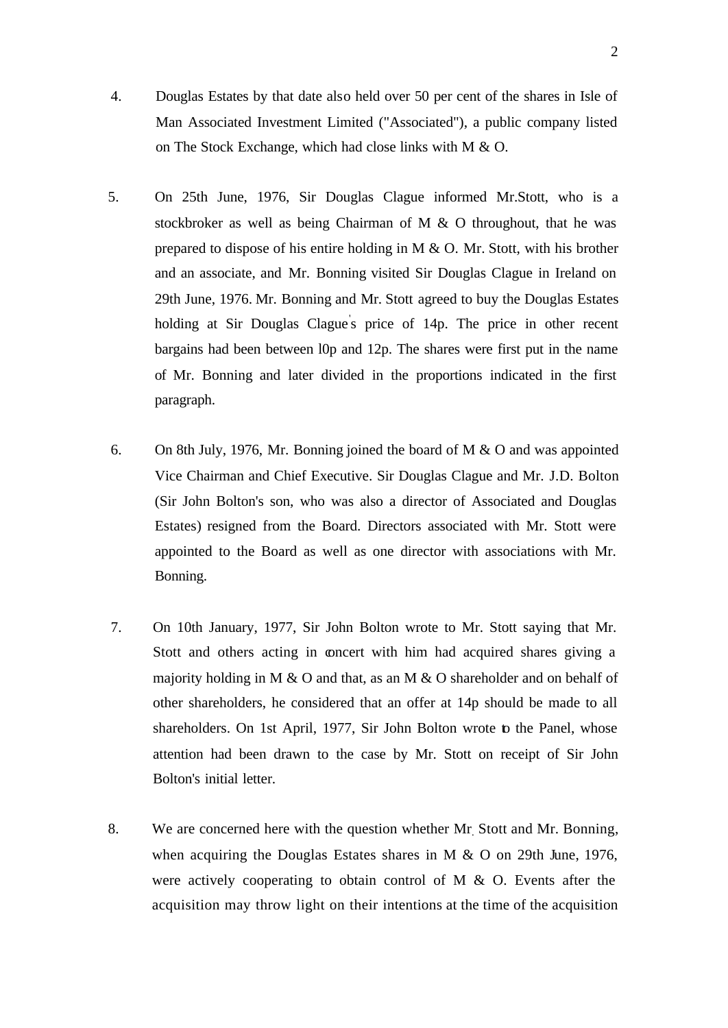4. Douglas Estates by that date also held over 50 per cent of the shares in Isle of Man Associated Investment Limited ("Associated"), a public company listed on The Stock Exchange, which had close links with M & O.

5. On 25th June, 1976, Sir Douglas Clague informed Mr.Stott, who is a stockbroker as well as being Chairman of M & O throughout, that he was prepared to dispose of his entire holding in M & O. Mr. Stott, with his brother and an associate, and Mr. Bonning visited Sir Douglas Clague in Ireland on 29th June, 1976. Mr. Bonning and Mr. Stott agreed to buy the Douglas Estates holding at Sir Douglas Clague's price of 14p. The price in other recent bargains had been between l0p and 12p. The shares were first put in the name of Mr. Bonning and later divided in the proportions indicated in the first paragraph.

6. On 8th July, 1976, Mr. Bonning joined the board of M & O and was appointed Vice Chairman and Chief Executive. Sir Douglas Clague and Mr. J.D. Bolton (Sir John Bolton's son, who was also a director of Associated and Douglas Estates) resigned from the Board. Directors associated with Mr. Stott were appointed to the Board as well as one director with associations with Mr. Bonning.

7. On 10th January, 1977, Sir John Bolton wrote to Mr. Stott saying that Mr. Stott and others acting in concert with him had acquired shares giving a majority holding in M & O and that, as an M & O shareholder and on behalf of other shareholders, he considered that an offer at 14p should be made to all shareholders. On 1st April, 1977, Sir John Bolton wrote to the Panel, whose attention had been drawn to the case by Mr. Stott on receipt of Sir John Bolton's initial letter.

8. We are concerned here with the question whether Mr. Stott and Mr. Bonning, when acquiring the Douglas Estates shares in M & O on 29th June, 1976, were actively cooperating to obtain control of M & O. Events after the acquisition may throw light on their intentions at the time of the acquisition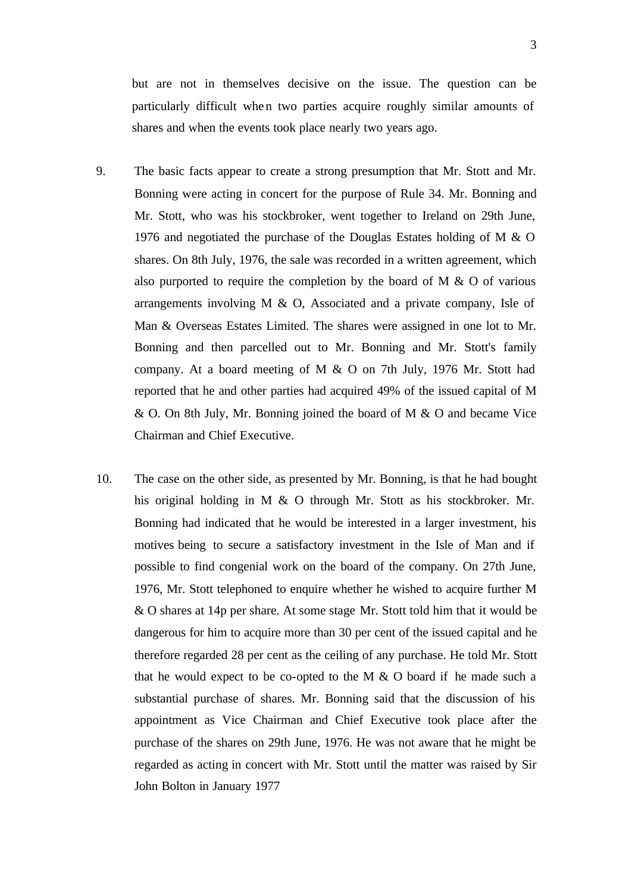but are not in themselves decisive on the issue. The question can be particularly difficult when two parties acquire roughly similar amounts of shares and when the events took place nearly two years ago.

9. The basic facts appear to create a strong presumption that Mr. Stott and Mr. Bonning were acting in concert for the purpose of Rule 34. Mr. Bonning and Mr. Stott, who was his stockbroker, went together to Ireland on 29th June, 1976 and negotiated the purchase of the Douglas Estates holding of M & O shares. On 8th July, 1976, the sale was recorded in a written agreement, which also purported to require the completion by the board of M & O of various arrangements involving M & O, Associated and a private company, Isle of Man & Overseas Estates Limited. The shares were assigned in one lot to Mr. Bonning and then parcelled out to Mr. Bonning and Mr. Stott's family company. At a board meeting of M & O on 7th July, 1976 Mr. Stott had reported that he and other parties had acquired 49% of the issued capital of M & O. On 8th July, Mr. Bonning joined the board of M & O and became Vice Chairman and Chief Executive.

10. The case on the other side, as presented by Mr. Bonning, is that he had bought his original holding in M & O through Mr. Stott as his stockbroker. Mr. Bonning had indicated that he would be interested in a larger investment, his motives being to secure a satisfactory investment in the Isle of Man and if possible to find congenial work on the board of the company. On 27th June, 1976, Mr. Stott telephoned to enquire whether he wished to acquire further M & O shares at 14p per share. At some stage Mr. Stott told him that it would be dangerous for him to acquire more than 30 per cent of the issued capital and he therefore regarded 28 per cent as the ceiling of any purchase. He told Mr. Stott that he would expect to be co-opted to the M & O board if he made such a substantial purchase of shares. Mr. Bonning said that the discussion of his appointment as Vice Chairman and Chief Executive took place after the purchase of the shares on 29th June, 1976. He was not aware that he might be regarded as acting in concert with Mr. Stott until the matter was raised by Sir John Bolton in January 1977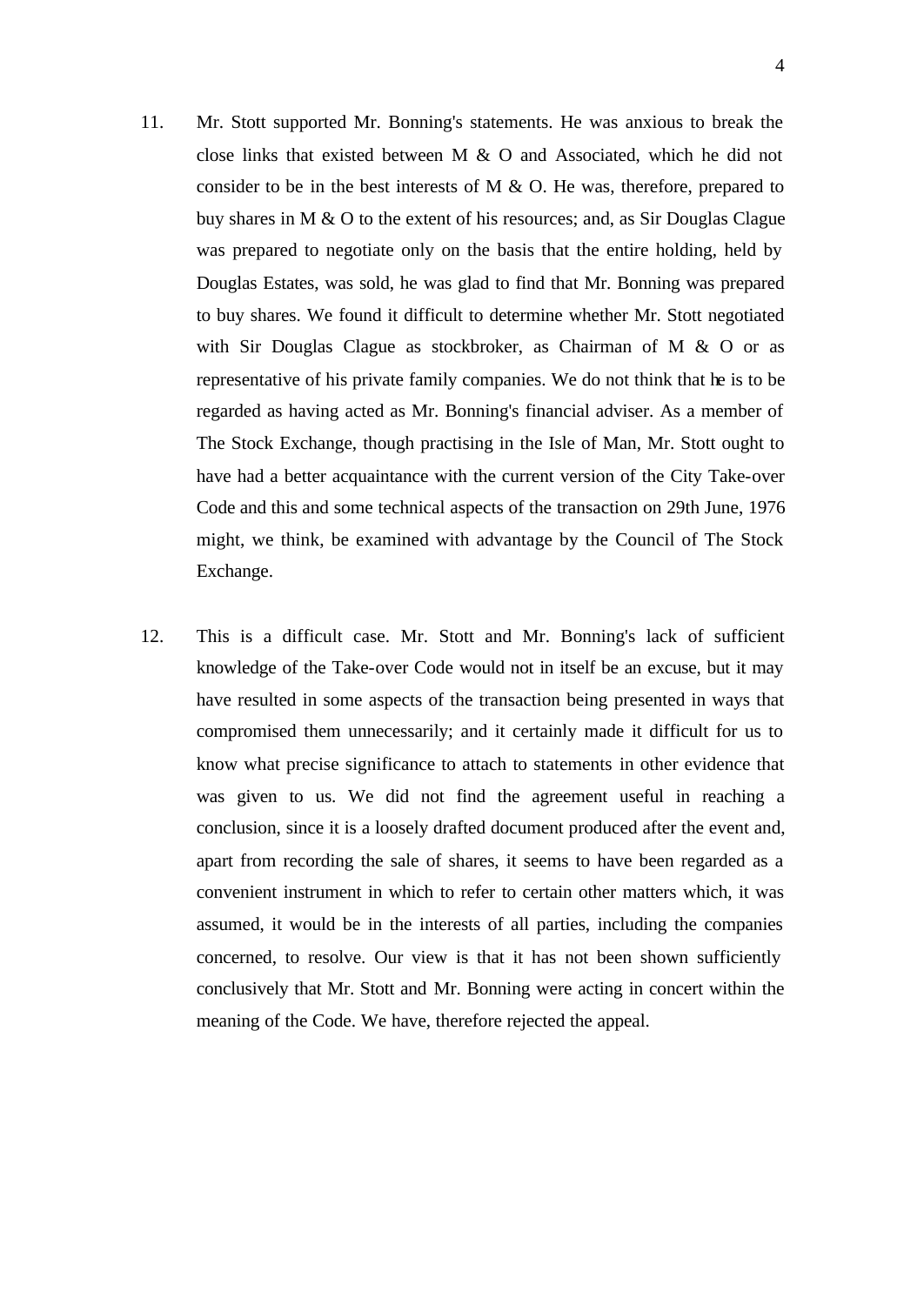11. Mr. Stott supported Mr. Bonning's statements. He was anxious to break the close links that existed between M & O and Associated, which he did not consider to be in the best interests of M & O. He was, therefore, prepared to buy shares in M & O to the extent of his resources; and, as Sir Douglas Clague was prepared to negotiate only on the basis that the entire holding, held by Douglas Estates, was sold, he was glad to find that Mr. Bonning was prepared to buy shares. We found it difficult to determine whether Mr. Stott negotiated with Sir Douglas Clague as stockbroker, as Chairman of M & O or as representative of his private family companies. We do not think that he is to be regarded as having acted as Mr. Bonning's financial adviser. As a member of The Stock Exchange, though practising in the Isle of Man, Mr. Stott ought to have had a better acquaintance with the current version of the City Take-over Code and this and some technical aspects of the transaction on 29th June, 1976 might, we think, be examined with advantage by the Council of The Stock Exchange.

12. This is a difficult case. Mr. Stott and Mr. Bonning's lack of sufficient knowledge of the Take-over Code would not in itself be an excuse, but it may have resulted in some aspects of the transaction being presented in ways that compromised them unnecessarily; and it certainly made it difficult for us to know what precise significance to attach to statements in other evidence that was given to us. We did not find the agreement useful in reaching a conclusion, since it is a loosely drafted document produced after the event and, apart from recording the sale of shares, it seems to have been regarded as a convenient instrument in which to refer to certain other matters which, it was assumed, it would be in the interests of all parties, including the companies concerned, to resolve. Our view is that it has not been shown sufficiently conclusively that Mr. Stott and Mr. Bonning were acting in concert within the meaning of the Code. We have, therefore rejected the appeal.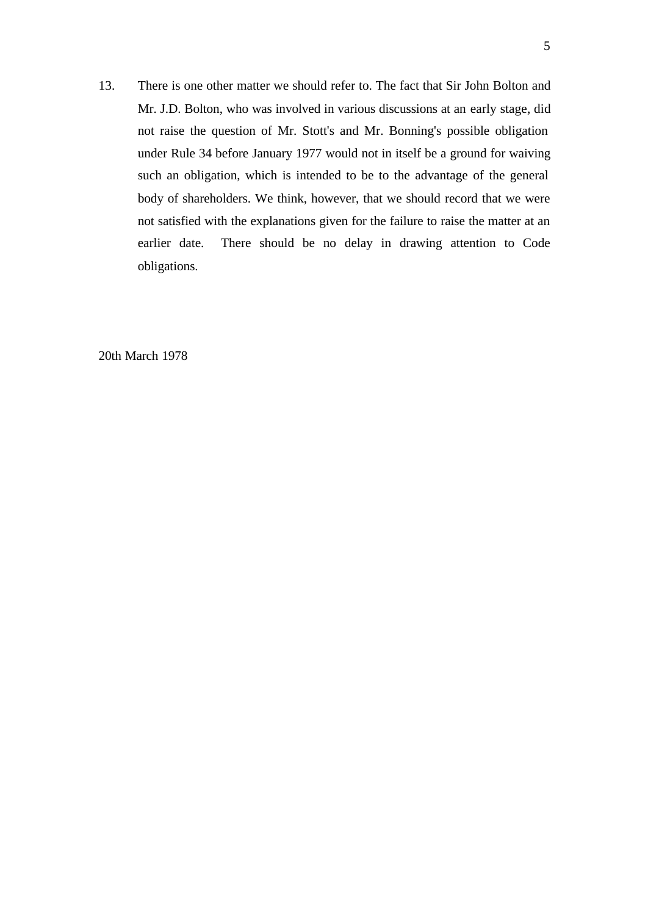13. There is one other matter we should refer to. The fact that Sir John Bolton and Mr. J.D. Bolton, who was involved in various discussions at an early stage, did not raise the question of Mr. Stott's and Mr. Bonning's possible obligation under Rule 34 before January 1977 would not in itself be a ground for waiving such an obligation, which is intended to be to the advantage of the general body of shareholders. We think, however, that we should record that we were not satisfied with the explanations given for the failure to raise the matter at an earlier date. There should be no delay in drawing attention to Code obligations.

20th March 1978